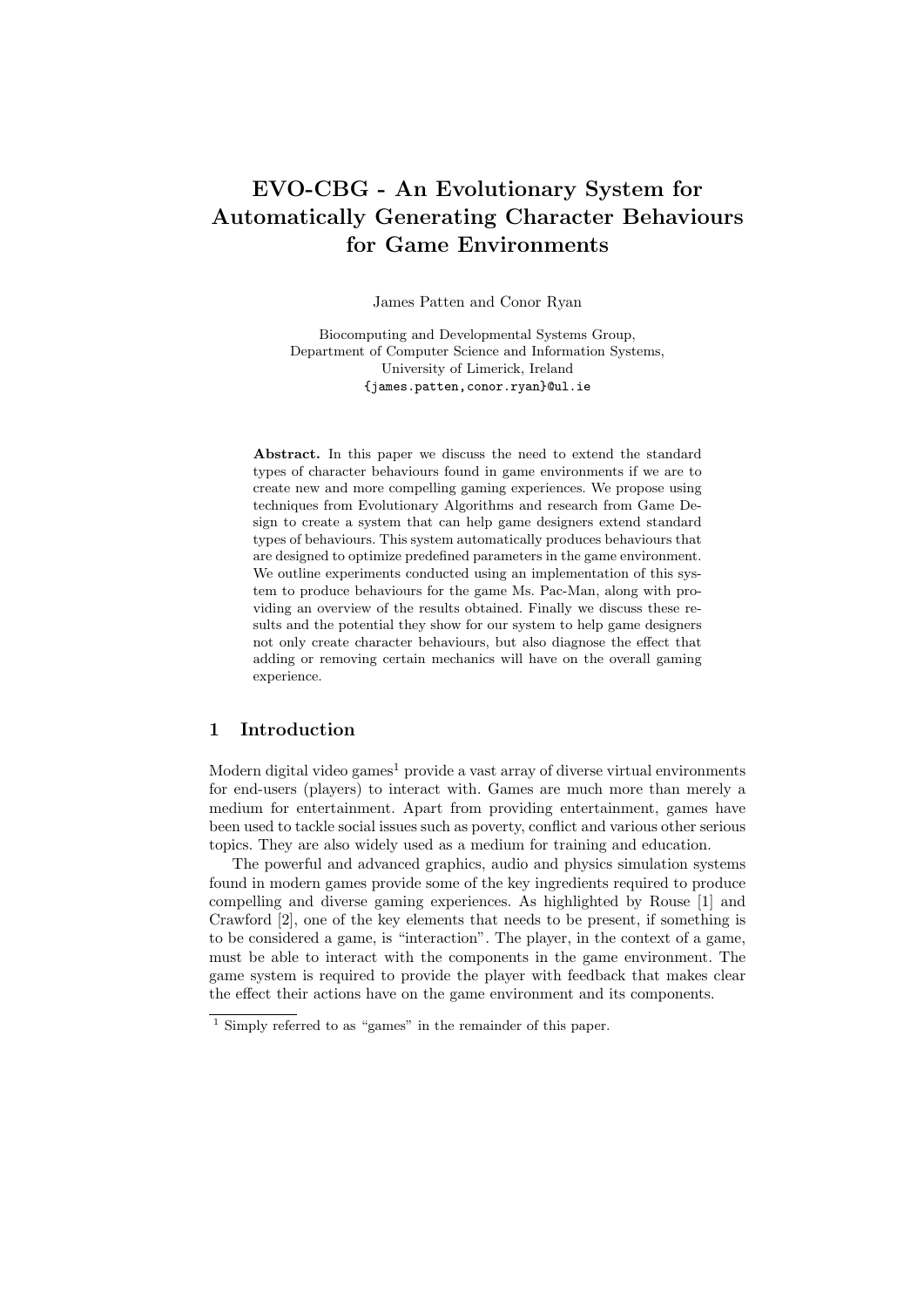# EVO-CBG - An Evolutionary System for Automatically Generating Character Behaviours for Game Environments

James Patten and Conor Ryan

Biocomputing and Developmental Systems Group,
Department of Computer Science and Information Systems,
University of Limerick, Ireland
{james.patten,conor.ryan}@ul.ie

**Abstract.** In this paper we discuss the need to extend the standard types of character behaviours found in game environments if we are to create new and more compelling gaming experiences. We propose using techniques from Evolutionary Algorithms and research from Game Design to create a system that can help game designers extend standard types of behaviours. This system automatically produces behaviours that are designed to optimize predefined parameters in the game environment. We outline experiments conducted using an implementation of this system to produce behaviours for the game Ms. Pac-Man, along with providing an overview of the results obtained. Finally we discuss these results and the potential they show for our system to help game designers not only create character behaviours, but also diagnose the effect that adding or removing certain mechanics will have on the overall gaming experience.

## 1 Introduction

Modern digital video games[1] provide a vast array of diverse virtual environments for end-users (players) to interact with. Games are much more than merely a medium for entertainment. Apart from providing entertainment, games have been used to tackle social issues such as poverty, conflict and various other serious topics. They are also widely used as a medium for training and education.

The powerful and advanced graphics, audio and physics simulation systems found in modern games provide some of the key ingredients required to produce compelling and diverse gaming experiences. As highlighted by Rouse [1] and Crawford [2], one of the key elements that needs to be present, if something is to be considered a game, is "interaction". The player, in the context of a game, must be able to interact with the components in the game environment. The game system is required to provide the player with feedback that makes clear the effect their actions have on the game environment and its components.

[1] Simply referred to as "games" in the remainder of this paper.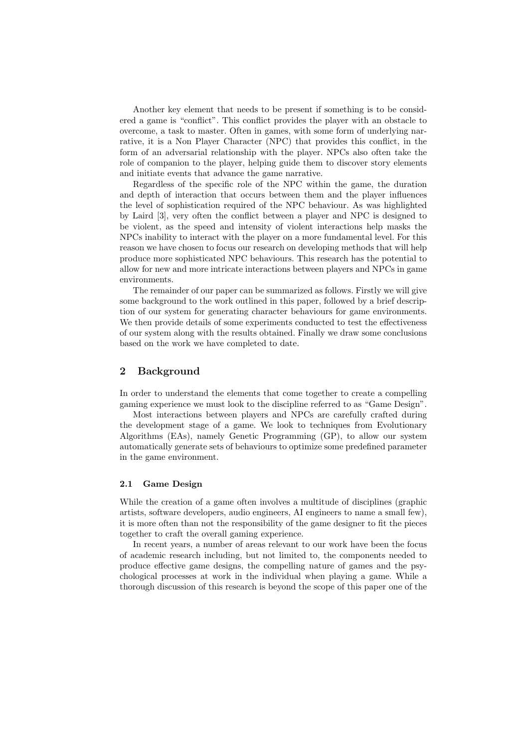Another key element that needs to be present if something is to be considered a game is "conflict". This conflict provides the player with an obstacle to overcome, a task to master. Often in games, with some form of underlying narrative, it is a Non Player Character (NPC) that provides this conflict, in the form of an adversarial relationship with the player. NPCs also often take the role of companion to the player, helping guide them to discover story elements and initiate events that advance the game narrative.

Regardless of the specific role of the NPC within the game, the duration and depth of interaction that occurs between them and the player influences the level of sophistication required of the NPC behaviour. As was highlighted by Laird [3], very often the conflict between a player and NPC is designed to be violent, as the speed and intensity of violent interactions help masks the NPCs inability to interact with the player on a more fundamental level. For this reason we have chosen to focus our research on developing methods that will help produce more sophisticated NPC behaviours. This research has the potential to allow for new and more intricate interactions between players and NPCs in game environments.

The remainder of our paper can be summarized as follows. Firstly we will give some background to the work outlined in this paper, followed by a brief description of our system for generating character behaviours for game environments. We then provide details of some experiments conducted to test the effectiveness of our system along with the results obtained. Finally we draw some conclusions based on the work we have completed to date.

## 2 Background

In order to understand the elements that come together to create a compelling gaming experience we must look to the discipline referred to as "Game Design".

Most interactions between players and NPCs are carefully crafted during the development stage of a game. We look to techniques from Evolutionary Algorithms (EAs), namely Genetic Programming (GP), to allow our system automatically generate sets of behaviours to optimize some predefined parameter in the game environment.

### 2.1 Game Design

While the creation of a game often involves a multitude of disciplines (graphic artists, software developers, audio engineers, AI engineers to name a small few), it is more often than not the responsibility of the game designer to fit the pieces together to craft the overall gaming experience.

In recent years, a number of areas relevant to our work have been the focus of academic research including, but not limited to, the components needed to produce effective game designs, the compelling nature of games and the psychological processes at work in the individual when playing a game. While a thorough discussion of this research is beyond the scope of this paper one of the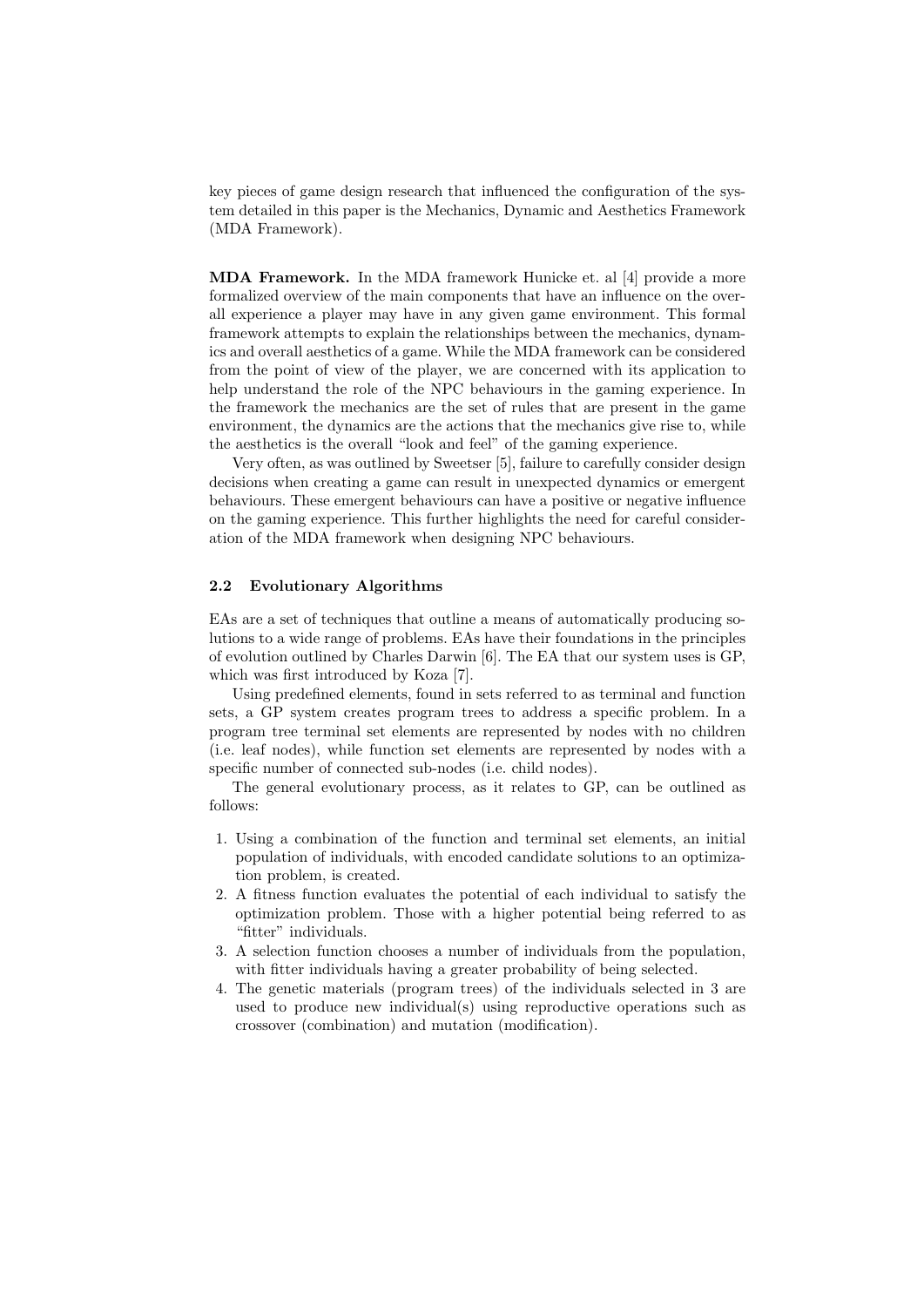key pieces of game design research that influenced the configuration of the system detailed in this paper is the Mechanics, Dynamic and Aesthetics Framework (MDA Framework).

**MDA Framework.** In the MDA framework Hunicke et. al [4] provide a more formalized overview of the main components that have an influence on the overall experience a player may have in any given game environment. This formal framework attempts to explain the relationships between the mechanics, dynamics and overall aesthetics of a game. While the MDA framework can be considered from the point of view of the player, we are concerned with its application to help understand the role of the NPC behaviours in the gaming experience. In the framework the mechanics are the set of rules that are present in the game environment, the dynamics are the actions that the mechanics give rise to, while the aesthetics is the overall "look and feel" of the gaming experience.

Very often, as was outlined by Sweetser [5], failure to carefully consider design decisions when creating a game can result in unexpected dynamics or emergent behaviours. These emergent behaviours can have a positive or negative influence on the gaming experience. This further highlights the need for careful consideration of the MDA framework when designing NPC behaviours.

### 2.2 Evolutionary Algorithms

EAs are a set of techniques that outline a means of automatically producing solutions to a wide range of problems. EAs have their foundations in the principles of evolution outlined by Charles Darwin [6]. The EA that our system uses is GP, which was first introduced by Koza [7].

Using predefined elements, found in sets referred to as terminal and function sets, a GP system creates program trees to address a specific problem. In a program tree terminal set elements are represented by nodes with no children (i.e. leaf nodes), while function set elements are represented by nodes with a specific number of connected sub-nodes (i.e. child nodes).

The general evolutionary process, as it relates to GP, can be outlined as follows:

1. Using a combination of the function and terminal set elements, an initial population of individuals, with encoded candidate solutions to an optimization problem, is created.
2. A fitness function evaluates the potential of each individual to satisfy the optimization problem. Those with a higher potential being referred to as "fitter" individuals.
3. A selection function chooses a number of individuals from the population, with fitter individuals having a greater probability of being selected.
4. The genetic materials (program trees) of the individuals selected in 3 are used to produce new individual(s) using reproductive operations such as crossover (combination) and mutation (modification).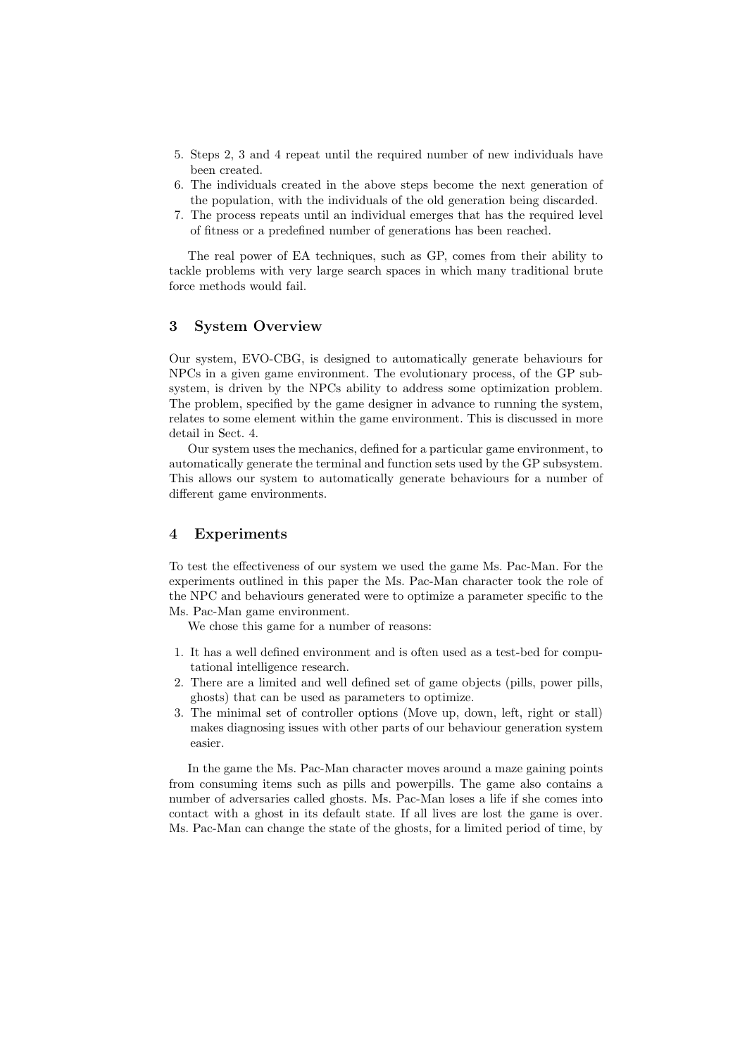5. Steps 2, 3 and 4 repeat until the required number of new individuals have been created.
6. The individuals created in the above steps become the next generation of the population, with the individuals of the old generation being discarded.
7. The process repeats until an individual emerges that has the required level of fitness or a predefined number of generations has been reached.

The real power of EA techniques, such as GP, comes from their ability to tackle problems with very large search spaces in which many traditional brute force methods would fail.

## 3 System Overview

Our system, EVO-CBG, is designed to automatically generate behaviours for NPCs in a given game environment. The evolutionary process, of the GP subsystem, is driven by the NPCs ability to address some optimization problem. The problem, specified by the game designer in advance to running the system, relates to some element within the game environment. This is discussed in more detail in Sect. 4.

Our system uses the mechanics, defined for a particular game environment, to automatically generate the terminal and function sets used by the GP subsystem. This allows our system to automatically generate behaviours for a number of different game environments.

## 4 Experiments

To test the effectiveness of our system we used the game Ms. Pac-Man. For the experiments outlined in this paper the Ms. Pac-Man character took the role of the NPC and behaviours generated were to optimize a parameter specific to the Ms. Pac-Man game environment.

We chose this game for a number of reasons:

1. It has a well defined environment and is often used as a test-bed for computational intelligence research.
2. There are a limited and well defined set of game objects (pills, power pills, ghosts) that can be used as parameters to optimize.
3. The minimal set of controller options (Move up, down, left, right or stall) makes diagnosing issues with other parts of our behaviour generation system easier.

In the game the Ms. Pac-Man character moves around a maze gaining points from consuming items such as pills and powerpills. The game also contains a number of adversaries called ghosts. Ms. Pac-Man loses a life if she comes into contact with a ghost in its default state. If all lives are lost the game is over. Ms. Pac-Man can change the state of the ghosts, for a limited period of time, by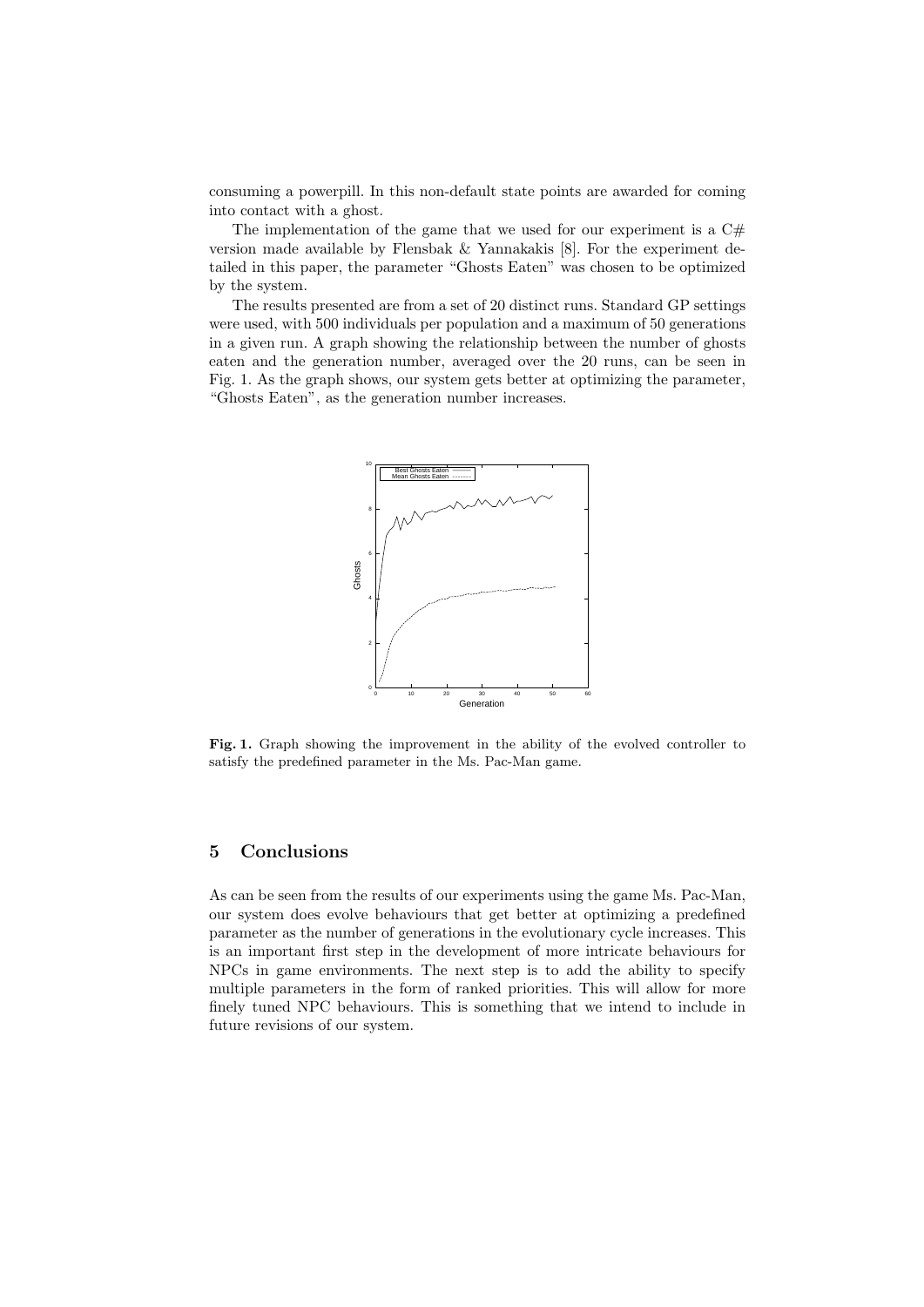consuming a powerpill. In this non-default state points are awarded for coming into contact with a ghost.

The implementation of the game that we used for our experiment is a C# version made available by Flensbak & Yannakakis [8]. For the experiment detailed in this paper, the parameter "Ghosts Eaten" was chosen to be optimized by the system.

The results presented are from a set of 20 distinct runs. Standard GP settings were used, with 500 individuals per population and a maximum of 50 generations in a given run. A graph showing the relationship between the number of ghosts eaten and the generation number, averaged over the 20 runs, can be seen in Fig. 1. As the graph shows, our system gets better at optimizing the parameter, "Ghosts Eaten", as the generation number increases.

**Fig. 1.** Graph showing the improvement in the ability of the evolved controller to satisfy the predefined parameter in the Ms. Pac-Man game.

## 5 Conclusions

As can be seen from the results of our experiments using the game Ms. Pac-Man, our system does evolve behaviours that get better at optimizing a predefined parameter as the number of generations in the evolutionary cycle increases. This is an important first step in the development of more intricate behaviours for NPCs in game environments. The next step is to add the ability to specify multiple parameters in the form of ranked priorities. This will allow for more finely tuned NPC behaviours. This is something that we intend to include in future revisions of our system.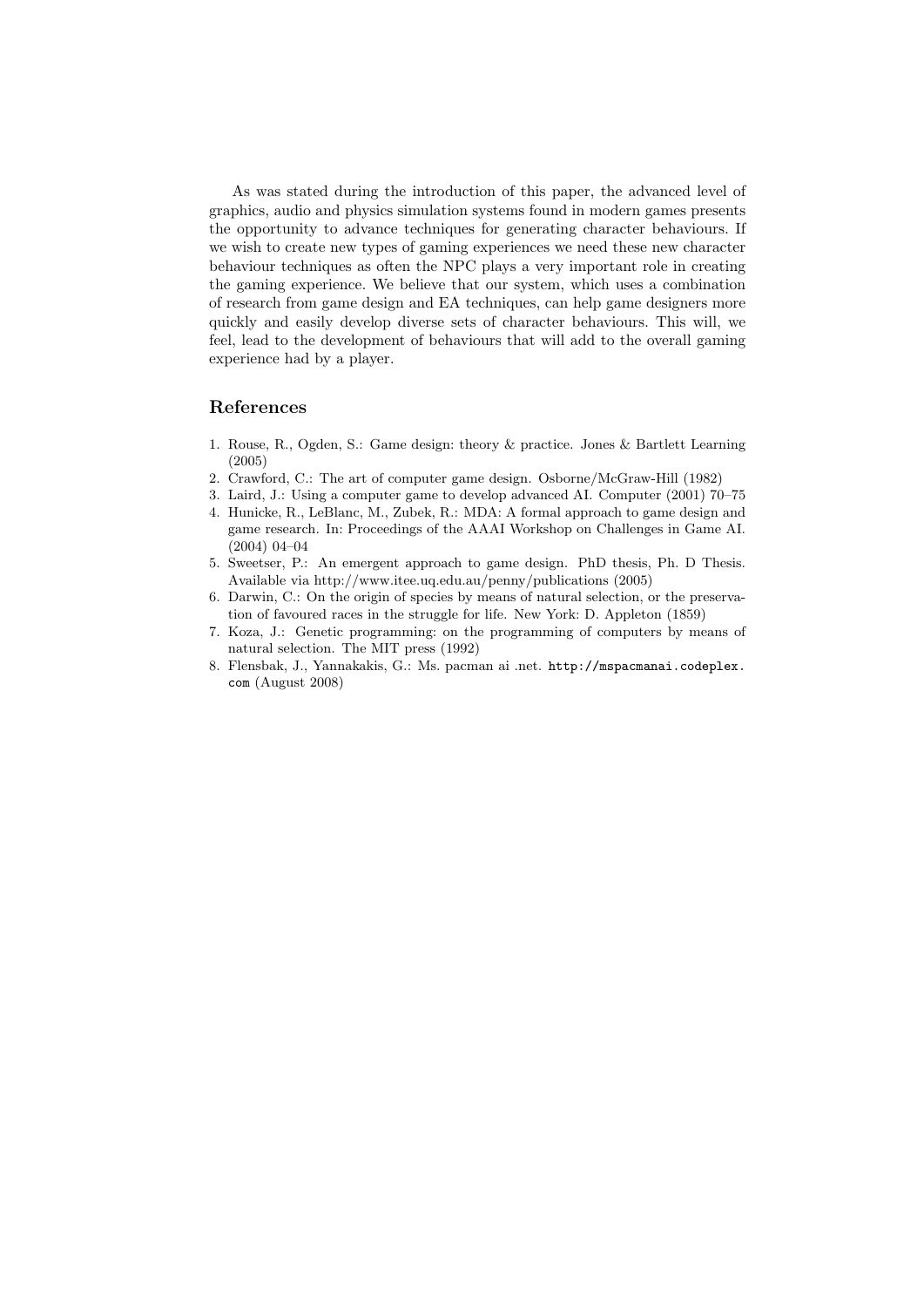As was stated during the introduction of this paper, the advanced level of graphics, audio and physics simulation systems found in modern games presents the opportunity to advance techniques for generating character behaviours. If we wish to create new types of gaming experiences we need these new character behaviour techniques as often the NPC plays a very important role in creating the gaming experience. We believe that our system, which uses a combination of research from game design and EA techniques, can help game designers more quickly and easily develop diverse sets of character behaviours. This will, we feel, lead to the development of behaviours that will add to the overall gaming experience had by a player.

## References

1. Rouse, R., Ogden, S.: Game design: theory & practice. Jones & Bartlett Learning (2005)
2. Crawford, C.: The art of computer game design. Osborne/McGraw-Hill (1982)
3. Laird, J.: Using a computer game to develop advanced AI. Computer (2001) 70–75
4. Hunicke, R., LeBlanc, M., Zubek, R.: MDA: A formal approach to game design and game research. In: Proceedings of the AAAI Workshop on Challenges in Game AI. (2004) 04–04
5. Sweetser, P.: An emergent approach to game design. PhD thesis, Ph. D Thesis. Available via http://www.itee.uq.edu.au/penny/publications (2005)
6. Darwin, C.: On the origin of species by means of natural selection, or the preservation of favoured races in the struggle for life. New York: D. Appleton (1859)
7. Koza, J.: Genetic programming: on the programming of computers by means of natural selection. The MIT press (1992)
8. Flensbak, J., Yannakakis, G.: Ms. pacman ai .net. `http://mspacmanai.codeplex.com` (August 2008)